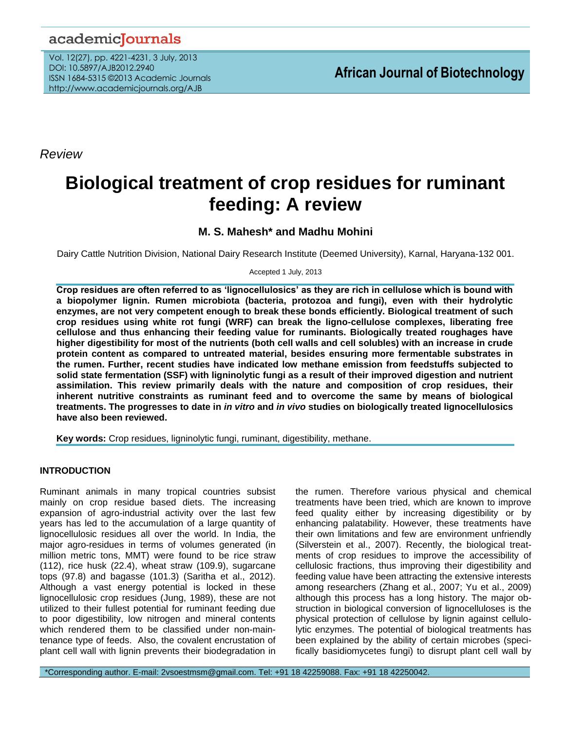*Review*

# Biological treatment of crop residues for ruminant feeding: A review

**M. S. Mahesh* and Madhu Mohini**

Dairy Cattle Nutrition Division, National Dairy Research Institute (Deemed University), Karnal, Haryana-132 001.

Accepted 1 July, 2013

**Crop residues are often referred to as 'lignocellulosics' as they are rich in cellulose which is bound with a biopolymer lignin. Rumen microbiota (bacteria, protozoa and fungi), even with their hydrolytic enzymes, are not very competent enough to break these bonds efficiently. Biological treatment of such crop residues using white rot fungi (WRF) can break the ligno-cellulose complexes, liberating free cellulose and thus enhancing their feeding value for ruminants. Biologically treated roughages have higher digestibility for most of the nutrients (both cell walls and cell solubles) with an increase in crude protein content as compared to untreated material, besides ensuring more fermentable substrates in the rumen. Further, recent studies have indicated low methane emission from feedstuffs subjected to solid state fermentation (SSF) with ligninolytic fungi as a result of their improved digestion and nutrient assimilation. This review primarily deals with the nature and composition of crop residues, their inherent nutritive constraints as ruminant feed and to overcome the same by means of biological treatments. The progresses to date in *in vitro* and *in vivo* studies on biologically treated lignocellulosics have also been reviewed.**

**Key words:** Crop residues, ligninolytic fungi, ruminant, digestibility, methane.

## INTRODUCTION

Ruminant animals in many tropical countries subsist mainly on crop residue based diets. The increasing expansion of agro-industrial activity over the last few years has led to the accumulation of a large quantity of lignocellulosic residues all over the world. In India, the major agro-residues in terms of volumes generated (in million metric tons, MMT) were found to be rice straw (112), rice husk (22.4), wheat straw (109.9), sugarcane tops (97.8) and bagasse (101.3) (Saritha et al., 2012). Although a vast energy potential is locked in these lignocellulosic crop residues (Jung, 1989), these are not utilized to their fullest potential for ruminant feeding due to poor digestibility, low nitrogen and mineral contents which rendered them to be classified under non-maintenance type of feeds. Also, the covalent encrustation of plant cell wall with lignin prevents their biodegradation in the rumen. Therefore various physical and chemical treatments have been tried, which are known to improve feed quality either by increasing digestibility or by enhancing palatability. However, these treatments have their own limitations and few are environment unfriendly (Silverstein et al., 2007). Recently, the biological treatments of crop residues to improve the accessibility of cellulosic fractions, thus improving their digestibility and feeding value have been attracting the extensive interests among researchers (Zhang et al., 2007; Yu et al., 2009) although this process has a long history. The major obstruction in biological conversion of lignocelluloses is the physical protection of cellulose by lignin against cellulolytic enzymes. The potential of biological treatments has been explained by the ability of certain microbes (specifically basidiomycetes fungi) to disrupt plant cell wall by

*Corresponding author. E-mail: 2vsoestmsm@gmail.com. Tel: +91 18 42259088. Fax: +91 18 42250042.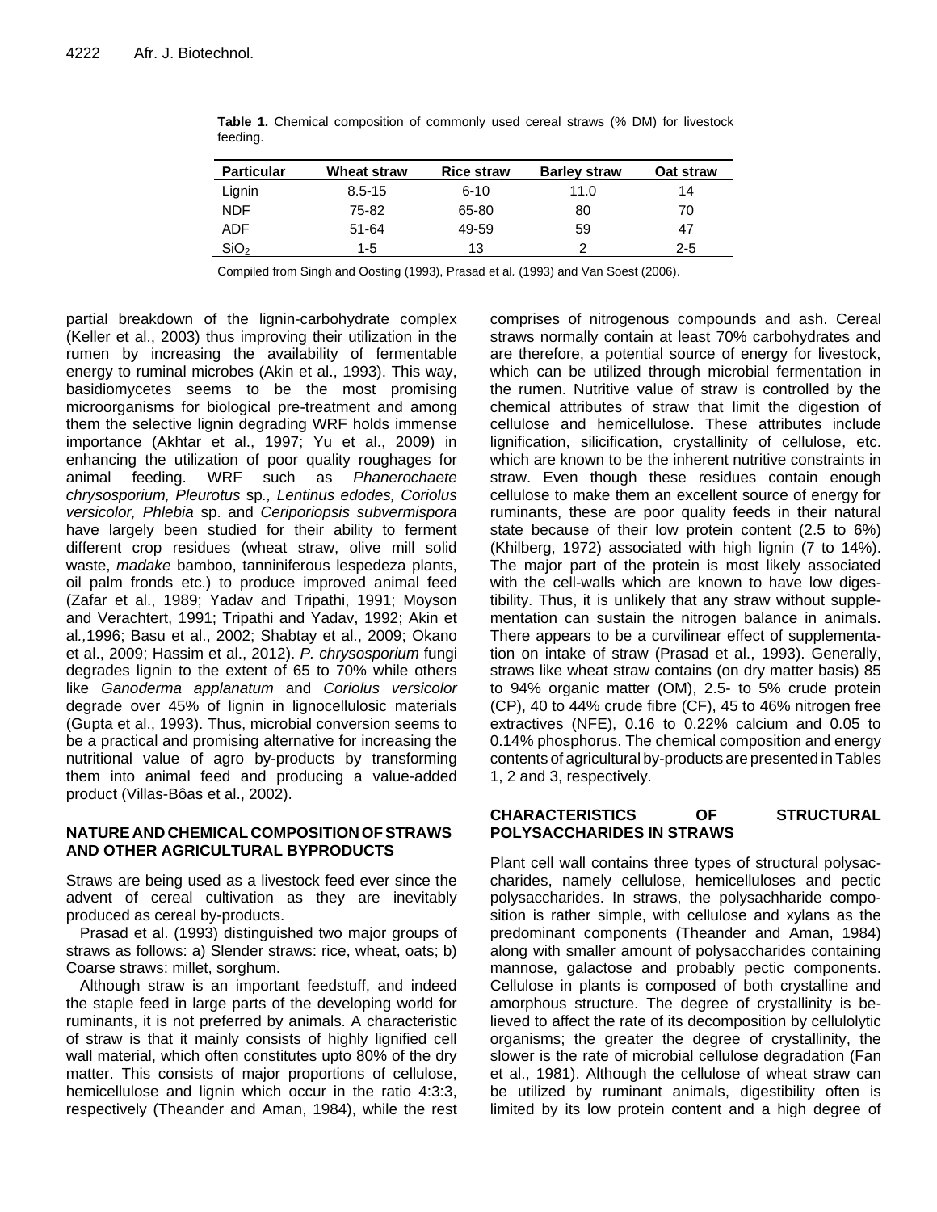**Table 1.** Chemical composition of commonly used cereal straws (% DM) for livestock feeding.

| Particular | Wheat straw | Rice straw | Barley straw | Oat straw |
|---|---|---|---|---|
| Lignin | 8.5-15 | 6-10 | 11.0 | 14 |
| NDF | 75-82 | 65-80 | 80 | 70 |
| ADF | 51-64 | 49-59 | 59 | 47 |
| $SiO_2$ | 1-5 | 13 | 2 | 2-5 |

Compiled from Singh and Oosting (1993), Prasad et al. (1993) and Van Soest (2006).

partial breakdown of the lignin-carbohydrate complex (Keller et al., 2003) thus improving their utilization in the rumen by increasing the availability of fermentable energy to ruminal microbes (Akin et al., 1993). This way, basidiomycetes seems to be the most promising microorganisms for biological pre-treatment and among them the selective lignin degrading WRF holds immense importance (Akhtar et al., 1997; Yu et al., 2009) in enhancing the utilization of poor quality roughages for animal feeding. WRF such as *Phanerochaete chrysosporium, Pleurotus* sp*., Lentinus edodes, Coriolus versicolor, Phlebia* sp. and *Ceriporiopsis subvermispora* have largely been studied for their ability to ferment different crop residues (wheat straw, olive mill solid waste, *madake* bamboo, tanniniferous lespedeza plants, oil palm fronds etc.) to produce improved animal feed (Zafar et al., 1989; Yadav and Tripathi, 1991; Moyson and Verachtert, 1991; Tripathi and Yadav, 1992; Akin et al*.,*1996; Basu et al., 2002; Shabtay et al., 2009; Okano et al., 2009; Hassim et al., 2012). *P. chrysosporium* fungi degrades lignin to the extent of 65 to 70% while others like *Ganoderma applanatum* and *Coriolus versicolor* degrade over 45% of lignin in lignocellulosic materials (Gupta et al., 1993). Thus, microbial conversion seems to be a practical and promising alternative for increasing the nutritional value of agro by-products by transforming them into animal feed and producing a value-added product (Villas-Bôas et al., 2002).

## NATURE AND CHEMICAL COMPOSITION OF STRAWS AND OTHER AGRICULTURAL BYPRODUCTS

Straws are being used as a livestock feed ever since the advent of cereal cultivation as they are inevitably produced as cereal by-products.

Prasad et al. (1993) distinguished two major groups of straws as follows: a) Slender straws: rice, wheat, oats; b) Coarse straws: millet, sorghum.

Although straw is an important feedstuff, and indeed the staple feed in large parts of the developing world for ruminants, it is not preferred by animals. A characteristic of straw is that it mainly consists of highly lignified cell wall material, which often constitutes upto 80% of the dry matter. This consists of major proportions of cellulose, hemicellulose and lignin which occur in the ratio 4:3:3, respectively (Theander and Aman, 1984), while the rest comprises of nitrogenous compounds and ash. Cereal straws normally contain at least 70% carbohydrates and are therefore, a potential source of energy for livestock, which can be utilized through microbial fermentation in the rumen. Nutritive value of straw is controlled by the chemical attributes of straw that limit the digestion of cellulose and hemicellulose. These attributes include lignification, silicification, crystallinity of cellulose, etc. which are known to be the inherent nutritive constraints in straw. Even though these residues contain enough cellulose to make them an excellent source of energy for ruminants, these are poor quality feeds in their natural state because of their low protein content (2.5 to 6%) (Khilberg, 1972) associated with high lignin (7 to 14%). The major part of the protein is most likely associated with the cell-walls which are known to have low digestibility. Thus, it is unlikely that any straw without supplementation can sustain the nitrogen balance in animals. There appears to be a curvilinear effect of supplementation on intake of straw (Prasad et al., 1993). Generally, straws like wheat straw contains (on dry matter basis) 85 to 94% organic matter (OM), 2.5- to 5% crude protein (CP), 40 to 44% crude fibre (CF), 45 to 46% nitrogen free extractives (NFE), 0.16 to 0.22% calcium and 0.05 to 0.14% phosphorus. The chemical composition and energy contents of agricultural by-products are presented in Tables 1, 2 and 3, respectively.

## CHARACTERISTICS OF STRUCTURAL POLYSACCHARIDES IN STRAWS

Plant cell wall contains three types of structural polysaccharides, namely cellulose, hemicelluloses and pectic polysaccharides. In straws, the polysachharide composition is rather simple, with cellulose and xylans as the predominant components (Theander and Aman, 1984) along with smaller amount of polysaccharides containing mannose, galactose and probably pectic components. Cellulose in plants is composed of both crystalline and amorphous structure. The degree of crystallinity is believed to affect the rate of its decomposition by cellulolytic organisms; the greater the degree of crystallinity, the slower is the rate of microbial cellulose degradation (Fan et al., 1981). Although the cellulose of wheat straw can be utilized by ruminant animals, digestibility often is limited by its low protein content and a high degree of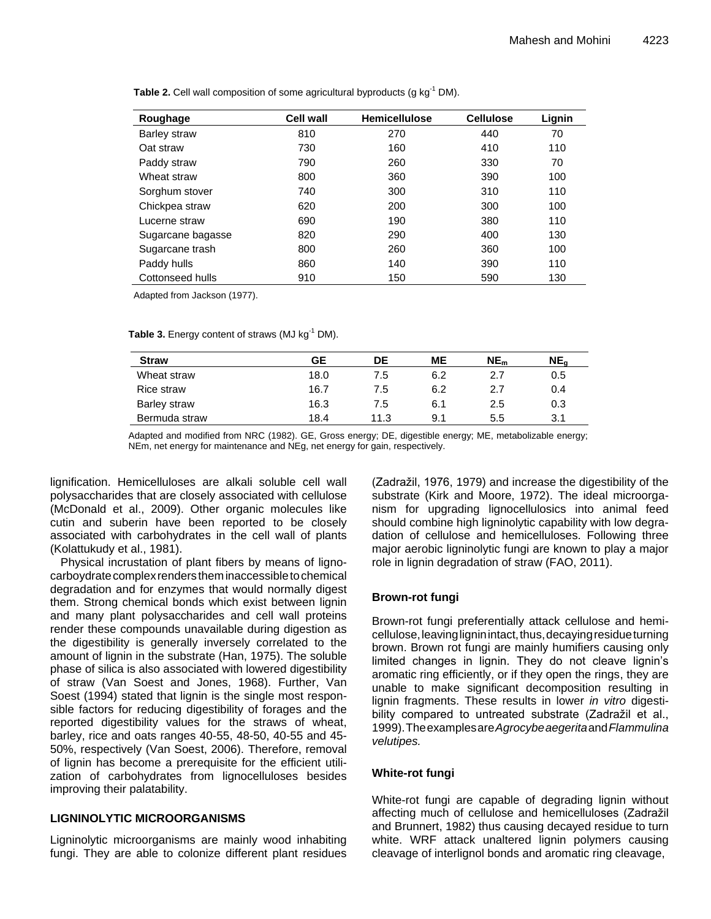**Table 2.** Cell wall composition of some agricultural byproducts (g $kg^{-1}$ DM).

| Roughage | Cell wall | Hemicellulose | Cellulose | Lignin |
|---|---|---|---|---|
| Barley straw | 810 | 270 | 440 | 70 |
| Oat straw | 730 | 160 | 410 | 110 |
| Paddy straw | 790 | 260 | 330 | 70 |
| Wheat straw | 800 | 360 | 390 | 100 |
| Sorghum stover | 740 | 300 | 310 | 110 |
| Chickpea straw | 620 | 200 | 300 | 100 |
| Lucerne straw | 690 | 190 | 380 | 110 |
| Sugarcane bagasse | 820 | 290 | 400 | 130 |
| Sugarcane trash | 800 | 260 | 360 | 100 |
| Paddy hulls | 860 | 140 | 390 | 110 |
| Cottonseed hulls | 910 | 150 | 590 | 130 |

Adapted from Jackson (1977).

**Table 3.** Energy content of straws (MJ $kg^{-1}$ DM).

| Straw | GE | DE | ME | $NE_m$ | $NE_g$ |
|---|---|---|---|---|---|
| Wheat straw | 18.0 | 7.5 | 6.2 | 2.7 | 0.5 |
| Rice straw | 16.7 | 7.5 | 6.2 | 2.7 | 0.4 |
| Barley straw | 16.3 | 7.5 | 6.1 | 2.5 | 0.3 |
| Bermuda straw | 18.4 | 11.3 | 9.1 | 5.5 | 3.1 |

Adapted and modified from NRC (1982). GE, Gross energy; DE, digestible energy; ME, metabolizable energy; NEm, net energy for maintenance and NEg, net energy for gain, respectively.

lignification. Hemicelluloses are alkali soluble cell wall polysaccharides that are closely associated with cellulose (McDonald et al., 2009). Other organic molecules like cutin and suberin have been reported to be closely associated with carbohydrates in the cell wall of plants (Kolattukudy et al., 1981).

Physical incrustation of plant fibers by means of lignocarboydrate complex renders them inaccessible to chemical degradation and for enzymes that would normally digest them. Strong chemical bonds which exist between lignin and many plant polysaccharides and cell wall proteins render these compounds unavailable during digestion as the digestibility is generally inversely correlated to the amount of lignin in the substrate (Han, 1975). The soluble phase of silica is also associated with lowered digestibility of straw (Van Soest and Jones, 1968). Further, Van Soest (1994) stated that lignin is the single most responsible factors for reducing digestibility of forages and the reported digestibility values for the straws of wheat, barley, rice and oats ranges 40-55, 48-50, 40-55 and 45-50%, respectively (Van Soest, 2006). Therefore, removal of lignin has become a prerequisite for the efficient utilization of carbohydrates from lignocelluloses besides improving their palatability.

## LIGNINOLYTIC MICROORGANISMS

Ligninolytic microorganisms are mainly wood inhabiting fungi. They are able to colonize different plant residues (Zadražil, 1976, 1979) and increase the digestibility of the substrate (Kirk and Moore, 1972). The ideal microorganism for upgrading lignocellulosics into animal feed should combine high ligninolytic capability with low degradation of cellulose and hemicelluloses. Following three major aerobic ligninolytic fungi are known to play a major role in lignin degradation of straw (FAO, 2011).

### Brown-rot fungi

Brown-rot fungi preferentially attack cellulose and hemicellulose, leaving lignin intact, thus, decaying residue turning brown. Brown rot fungi are mainly humifiers causing only limited changes in lignin. They do not cleave lignin's aromatic ring efficiently, or if they open the rings, they are unable to make significant decomposition resulting in lignin fragments. These results in lower *in vitro* digestibility compared to untreated substrate (Zadražil et al., 1999). The examples are *Agrocybe aegerita* and *Flammulina velutipes.*

### White-rot fungi

White-rot fungi are capable of degrading lignin without affecting much of cellulose and hemicelluloses (Zadražil and Brunnert, 1982) thus causing decayed residue to turn white. WRF attack unaltered lignin polymers causing cleavage of interlignol bonds and aromatic ring cleavage,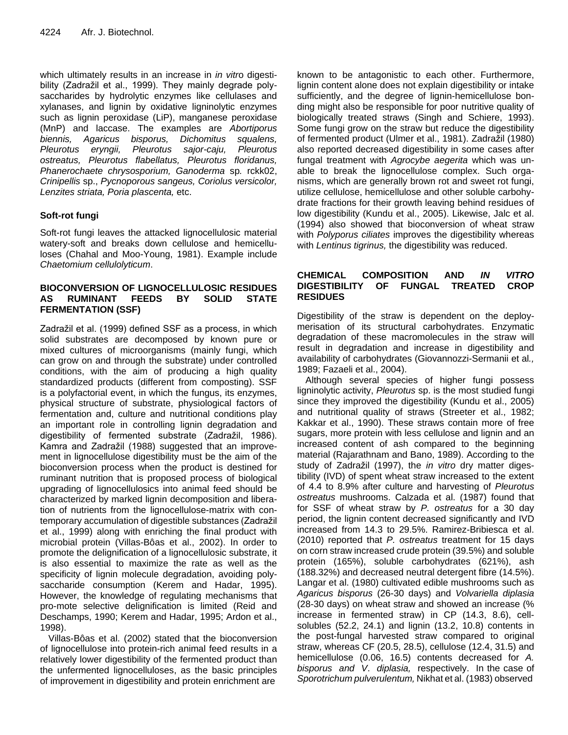which ultimately results in an increase in *in vitro* digestibility (Zadražil et al., 1999). They mainly degrade polysaccharides by hydrolytic enzymes like cellulases and xylanases, and lignin by oxidative ligninolytic enzymes such as lignin peroxidase (LiP), manganese peroxidase (MnP) and laccase. The examples are *Abortiporus biennis, Agaricus bisporus, Dichomitus squalens, Pleurotus eryngii, Pleurotus sajor-caju, Pleurotus ostreatus, Pleurotus flabellatus, Pleurotus floridanus, Phanerochaete chrysosporium, Ganoderma* sp. rckk02, *Crinipellis* sp., *Pycnoporous sangeus, Coriolus versicolor, Lenzites striata, Poria plascenta,* etc.

### Soft-rot fungi

Soft-rot fungi leaves the attacked lignocellulosic material watery-soft and breaks down cellulose and hemicelluloses (Chahal and Moo-Young, 1981). Example include *Chaetomium cellulolyticum*.

## BIOCONVERSION OF LIGNOCELLULOSIC RESIDUES AS RUMINANT FEEDS BY SOLID STATE FERMENTATION (SSF)

Zadražil et al. (1999) defined SSF as a process, in which solid substrates are decomposed by known pure or mixed cultures of microorganisms (mainly fungi, which can grow on and through the substrate) under controlled conditions, with the aim of producing a high quality standardized products (different from composting). SSF is a polyfactorial event, in which the fungus, its enzymes, physical structure of substrate, physiological factors of fermentation and, culture and nutritional conditions play an important role in controlling lignin degradation and digestibility of fermented substrate (Zadražil, 1986). Kamra and Zadražil (1988) suggested that an improvement in lignocellulose digestibility must be the aim of the bioconversion process when the product is destined for ruminant nutrition that is proposed process of biological upgrading of lignocellulosics into animal feed should be characterized by marked lignin decomposition and liberation of nutrients from the lignocellulose-matrix with contemporary accumulation of digestible substances (Zadražil et al., 1999) along with enriching the final product with microbial protein (Villas-Bôas et al., 2002). In order to promote the delignification of a lignocellulosic substrate, it is also essential to maximize the rate as well as the specificity of lignin molecule degradation, avoiding polysaccharide consumption (Kerem and Hadar, 1995). However, the knowledge of regulating mechanisms that pro-mote selective delignification is limited (Reid and Deschamps, 1990; Kerem and Hadar, 1995; Ardon et al., 1998).

Villas-Bôas et al. (2002) stated that the bioconversion of lignocellulose into protein-rich animal feed results in a relatively lower digestibility of the fermented product than the unfermented lignocelluloses, as the basic principles of improvement in digestibility and protein enrichment are known to be antagonistic to each other. Furthermore, lignin content alone does not explain digestibility or intake sufficiently, and the degree of lignin-hemicellulose bonding might also be responsible for poor nutritive quality of biologically treated straws (Singh and Schiere, 1993). Some fungi grow on the straw but reduce the digestibility of fermented product (Ulmer et al., 1981). Zadražil (1980) also reported decreased digestibility in some cases after fungal treatment with *Agrocybe aegerita* which was unable to break the lignocellulose complex. Such organisms, which are generally brown rot and sweet rot fungi, utilize cellulose, hemicellulose and other soluble carbohydrate fractions for their growth leaving behind residues of low digestibility (Kundu et al., 2005). Likewise, Jalc et al. (1994) also showed that bioconversion of wheat straw with *Polyporus ciliates* improves the digestibility whereas with *Lentinus tigrinus,* the digestibility was reduced.

## CHEMICAL COMPOSITION AND *IN VITRO* DIGESTIBILITY OF FUNGAL TREATED CROP RESIDUES

Digestibility of the straw is dependent on the deploymerisation of its structural carbohydrates. Enzymatic degradation of these macromolecules in the straw will result in degradation and increase in digestibility and availability of carbohydrates (Giovannozzi-Sermanii et al*.,* 1989; Fazaeli et al., 2004).

Although several species of higher fungi possess ligninolytic activity, *Pleurotus* sp. is the most studied fungi since they improved the digestibility (Kundu et al., 2005) and nutritional quality of straws (Streeter et al., 1982; Kakkar et al., 1990). These straws contain more of free sugars, more protein with less cellulose and lignin and an increased content of ash compared to the beginning material (Rajarathnam and Bano, 1989). According to the study of Zadražil (1997), the *in vitro* dry matter digestibility (IVD) of spent wheat straw increased to the extent of 4.4 to 8.9% after culture and harvesting of *Pleurotus ostreatus* mushrooms. Calzada et al. (1987) found that for SSF of wheat straw by *P. ostreatus* for a 30 day period, the lignin content decreased significantly and IVD increased from 14.3 to 29.5%. Ramirez-Bribiesca et al. (2010) reported that *P. ostreatus* treatment for 15 days on corn straw increased crude protein (39.5%) and soluble protein (165%), soluble carbohydrates (621%), ash (188.32%) and decreased neutral detergent fibre (14.5%). Langar et al. (1980) cultivated edible mushrooms such as *Agaricus bisporus* (26-30 days) and *Volvariella diplasia* (28-30 days) on wheat straw and showed an increase (% increase in fermented straw) in CP (14.3, 8.6), cell-solubles (52.2, 24.1) and lignin (13.2, 10.8) contents in the post-fungal harvested straw compared to original straw, whereas CF (20.5, 28.5), cellulose (12.4, 31.5) and hemicellulose (0.06, 16.5) contents decreased for *A. bisporus and V. diplasia,* respectively. In the case of *Sporotrichum pulverulentum,* Nikhat et al. (1983) observed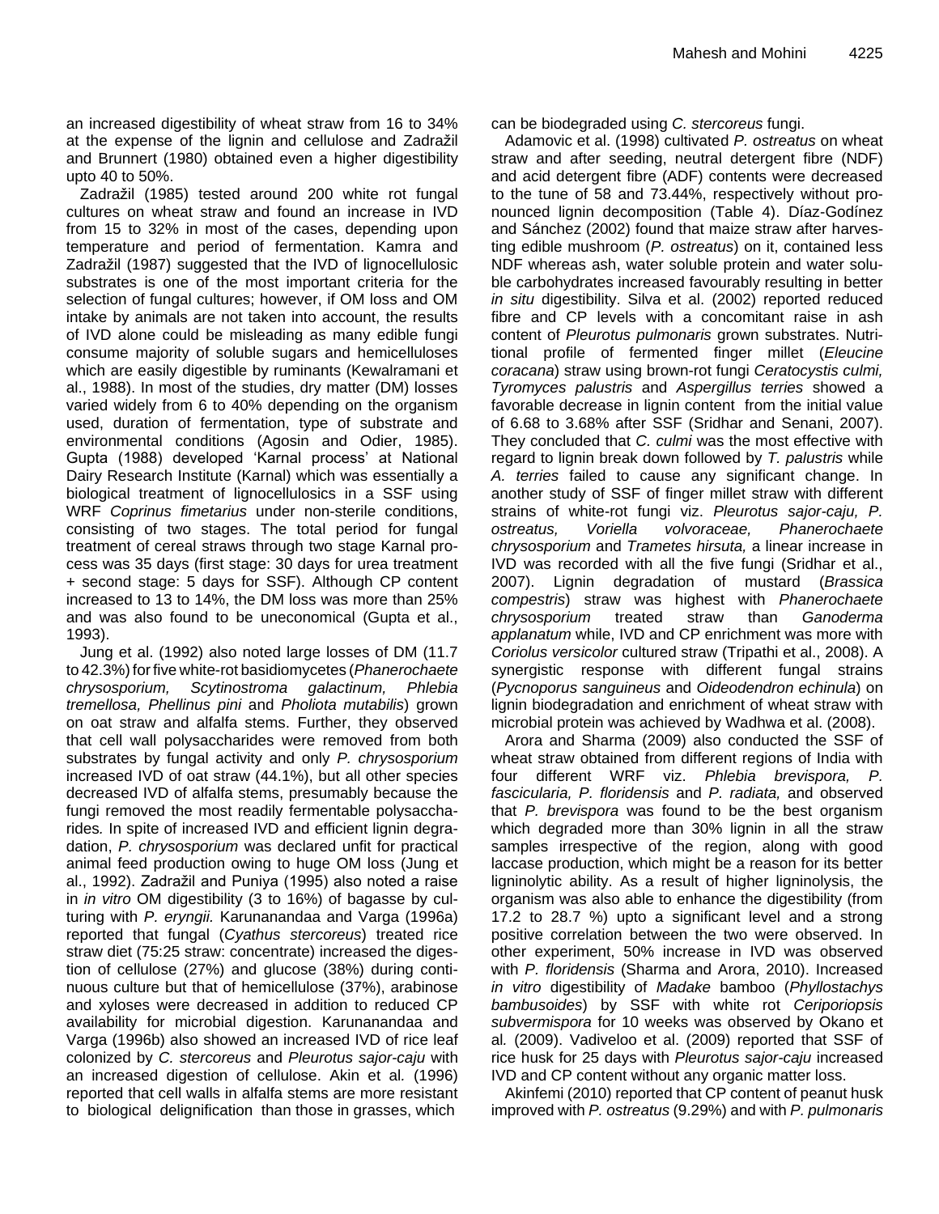an increased digestibility of wheat straw from 16 to 34% at the expense of the lignin and cellulose and Zadražil and Brunnert (1980) obtained even a higher digestibility upto 40 to 50%.

Zadražil (1985) tested around 200 white rot fungal cultures on wheat straw and found an increase in IVD from 15 to 32% in most of the cases, depending upon temperature and period of fermentation. Kamra and Zadražil (1987) suggested that the IVD of lignocellulosic substrates is one of the most important criteria for the selection of fungal cultures; however, if OM loss and OM intake by animals are not taken into account, the results of IVD alone could be misleading as many edible fungi consume majority of soluble sugars and hemicelluloses which are easily digestible by ruminants (Kewalramani et al., 1988). In most of the studies, dry matter (DM) losses varied widely from 6 to 40% depending on the organism used, duration of fermentation, type of substrate and environmental conditions (Agosin and Odier, 1985). Gupta (1988) developed 'Karnal process' at National Dairy Research Institute (Karnal) which was essentially a biological treatment of lignocellulosics in a SSF using WRF *Coprinus fimetarius* under non-sterile conditions, consisting of two stages. The total period for fungal treatment of cereal straws through two stage Karnal process was 35 days (first stage: 30 days for urea treatment + second stage: 5 days for SSF). Although CP content increased to 13 to 14%, the DM loss was more than 25% and was also found to be uneconomical (Gupta et al., 1993).

Jung et al. (1992) also noted large losses of DM (11.7 to 42.3%) for five white-rot basidiomycetes (*Phanerochaete chrysosporium, Scytinostroma galactinum, Phlebia tremellosa, Phellinus pini* and *Pholiota mutabilis*) grown on oat straw and alfalfa stems. Further, they observed that cell wall polysaccharides were removed from both substrates by fungal activity and only *P. chrysosporium* increased IVD of oat straw (44.1%), but all other species decreased IVD of alfalfa stems, presumably because the fungi removed the most readily fermentable polysaccharides. In spite of increased IVD and efficient lignin degradation, *P. chrysosporium* was declared unfit for practical animal feed production owing to huge OM loss (Jung et al., 1992). Zadražil and Puniya (1995) also noted a raise in *in vitro* OM digestibility (3 to 16%) of bagasse by culturing with *P. eryngii.* Karunanandaa and Varga (1996a) reported that fungal (*Cyathus stercoreus*) treated rice straw diet (75:25 straw: concentrate) increased the digestion of cellulose (27%) and glucose (38%) during continuous culture but that of hemicellulose (37%), arabinose and xyloses were decreased in addition to reduced CP availability for microbial digestion. Karunanandaa and Varga (1996b) also showed an increased IVD of rice leaf colonized by *C. stercoreus* and *Pleurotus sajor-caju* with an increased digestion of cellulose. Akin et al. (1996) reported that cell walls in alfalfa stems are more resistant to biological delignification than those in grasses, which can be biodegraded using *C. stercoreus* fungi.

Adamovic et al. (1998) cultivated *P. ostreatus* on wheat straw and after seeding, neutral detergent fibre (NDF) and acid detergent fibre (ADF) contents were decreased to the tune of 58 and 73.44%, respectively without pronounced lignin decomposition (Table 4). Díaz-Godínez and Sánchez (2002) found that maize straw after harvesting edible mushroom (*P. ostreatus*) on it, contained less NDF whereas ash, water soluble protein and water soluble carbohydrates increased favourably resulting in better *in situ* digestibility. Silva et al. (2002) reported reduced fibre and CP levels with a concomitant raise in ash content of *Pleurotus pulmonaris* grown substrates. Nutritional profile of fermented finger millet (*Eleucine coracana*) straw using brown-rot fungi *Ceratocystis culmi, Tyromyces palustris* and *Aspergillus terries* showed a favorable decrease in lignin content from the initial value of 6.68 to 3.68% after SSF (Sridhar and Senani, 2007). They concluded that *C. culmi* was the most effective with regard to lignin break down followed by *T. palustris* while *A. terries* failed to cause any significant change. In another study of SSF of finger millet straw with different strains of white-rot fungi viz. *Pleurotus sajor-caju, P. ostreatus, Voriella volvoraceae, Phanerochaete chrysosporium* and *Trametes hirsuta,* a linear increase in IVD was recorded with all the five fungi (Sridhar et al., 2007). Lignin degradation of mustard (*Brassica compestris*) straw was highest with *Phanerochaete chrysosporium* treated straw than *Ganoderma applanatum* while, IVD and CP enrichment was more with *Coriolus versicolor* cultured straw (Tripathi et al., 2008). A synergistic response with different fungal strains (*Pycnoporus sanguineus* and *Oideodendron echinula*) on lignin biodegradation and enrichment of wheat straw with microbial protein was achieved by Wadhwa et al. (2008).

Arora and Sharma (2009) also conducted the SSF of wheat straw obtained from different regions of India with four different WRF viz. *Phlebia brevispora, P. fascicularia, P. floridensis* and *P. radiata,* and observed that *P. brevispora* was found to be the best organism which degraded more than 30% lignin in all the straw samples irrespective of the region, along with good laccase production, which might be a reason for its better ligninolytic ability. As a result of higher ligninolysis, the organism was also able to enhance the digestibility (from 17.2 to 28.7 %) upto a significant level and a strong positive correlation between the two were observed. In other experiment, 50% increase in IVD was observed with *P. floridensis* (Sharma and Arora, 2010). Increased *in vitro* digestibility of *Madake* bamboo (*Phyllostachys bambusoides*) by SSF with white rot *Ceriporiopsis subvermispora* for 10 weeks was observed by Okano et al. (2009). Vadiveloo et al. (2009) reported that SSF of rice husk for 25 days with *Pleurotus sajor-caju* increased IVD and CP content without any organic matter loss.

Akinfemi (2010) reported that CP content of peanut husk improved with *P. ostreatus* (9.29%) and with *P. pulmonaris*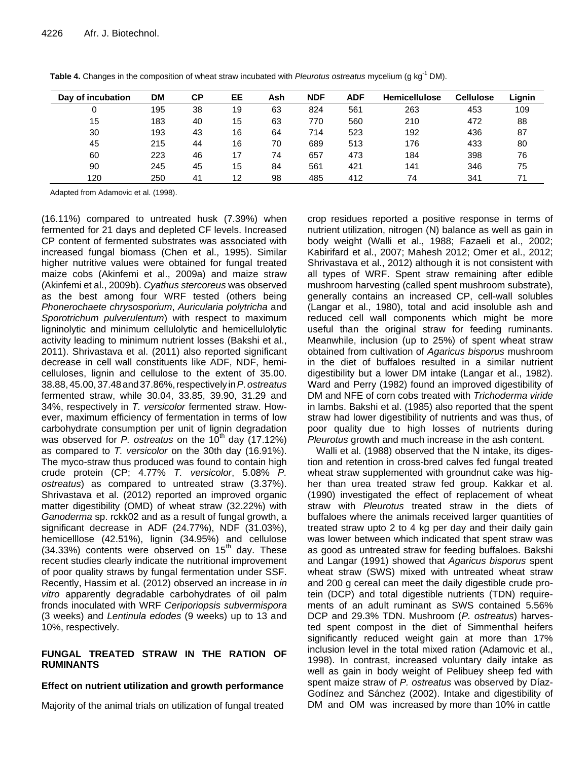**Table 4.** Changes in the composition of wheat straw incubated with *Pleurotus ostreatus* mycelium (g kg$^{-1}$ DM).

| Day of incubation | DM | CP | EE | Ash | NDF | ADF | Hemicellulose | Cellulose | Lignin |
|---|---|---|---|---|---|---|---|---|---|
| 0 | 195 | 38 | 19 | 63 | 824 | 561 | 263 | 453 | 109 |
| 15 | 183 | 40 | 15 | 63 | 770 | 560 | 210 | 472 | 88 |
| 30 | 193 | 43 | 16 | 64 | 714 | 523 | 192 | 436 | 87 |
| 45 | 215 | 44 | 16 | 70 | 689 | 513 | 176 | 433 | 80 |
| 60 | 223 | 46 | 17 | 74 | 657 | 473 | 184 | 398 | 76 |
| 90 | 245 | 45 | 15 | 84 | 561 | 421 | 141 | 346 | 75 |
| 120 | 250 | 41 | 12 | 98 | 485 | 412 | 74 | 341 | 71 |

Adapted from Adamovic et al. (1998).

(16.11%) compared to untreated husk (7.39%) when fermented for 21 days and depleted CF levels. Increased CP content of fermented substrates was associated with increased fungal biomass (Chen et al., 1995). Similar higher nutritive values were obtained for fungal treated maize cobs (Akinfemi et al., 2009a) and maize straw (Akinfemi et al., 2009b). *Cyathus stercoreus* was observed as the best among four WRF tested (others being *Phonerochaete chrysosporium*, *Auricularia polytricha* and *Sporotrichum pulverulentum*) with respect to maximum ligninolytic and minimum cellulolytic and hemicellulolytic activity leading to minimum nutrient losses (Bakshi et al., 2011). Shrivastava et al. (2011) also reported significant decrease in cell wall constituents like ADF, NDF, hemicelluloses, lignin and cellulose to the extent of 35.00. 38.88, 45.00, 37.48 and 37.86%, respectively in *P. ostreatus* fermented straw, while 30.04, 33.85, 39.90, 31.29 and 34%, respectively in *T. versicolor* fermented straw. However, maximum efficiency of fermentation in terms of low carbohydrate consumption per unit of lignin degradation was observed for *P. ostreatus* on the 10$^{th}$ day (17.12%) as compared to *T. versicolor* on the 30th day (16.91%). The myco-straw thus produced was found to contain high crude protein (CP; 4.77% *T. versicolor*, 5.08% *P. ostreatus*) as compared to untreated straw (3.37%). Shrivastava et al. (2012) reported an improved organic matter digestibility (OMD) of wheat straw (32.22%) with *Ganoderma* sp. rckk02 and as a result of fungal growth, a significant decrease in ADF (24.77%), NDF (31.03%), hemicelllose (42.51%), lignin (34.95%) and cellulose (34.33%) contents were observed on 15$^{th}$ day. These recent studies clearly indicate the nutritional improvement of poor quality straws by fungal fermentation under SSF. Recently, Hassim et al. (2012) observed an increase in *in vitro* apparently degradable carbohydrates of oil palm fronds inoculated with WRF *Ceriporiopsis subvermispora* (3 weeks) and *Lentinula edodes* (9 weeks) up to 13 and 10%, respectively.

## FUNGAL TREATED STRAW IN THE RATION OF RUMINANTS

### Effect on nutrient utilization and growth performance

Majority of the animal trials on utilization of fungal treated crop residues reported a positive response in terms of nutrient utilization, nitrogen (N) balance as well as gain in body weight (Walli et al., 1988; Fazaeli et al., 2002; Kabirifard et al., 2007; Mahesh 2012; Omer et al., 2012; Shrivastava et al., 2012) although it is not consistent with all types of WRF. Spent straw remaining after edible mushroom harvesting (called spent mushroom substrate), generally contains an increased CP, cell-wall solubles (Langar et al., 1980), total and acid insoluble ash and reduced cell wall components which might be more useful than the original straw for feeding ruminants. Meanwhile, inclusion (up to 25%) of spent wheat straw obtained from cultivation of *Agaricus bisporus* mushroom in the diet of buffaloes resulted in a similar nutrient digestibility but a lower DM intake (Langar et al., 1982). Ward and Perry (1982) found an improved digestibility of DM and NFE of corn cobs treated with *Trichoderma viride* in lambs. Bakshi et al. (1985) also reported that the spent straw had lower digestibility of nutrients and was thus, of poor quality due to high losses of nutrients during *Pleurotus* growth and much increase in the ash content.

Walli et al. (1988) observed that the N intake, its digestion and retention in cross-bred calves fed fungal treated wheat straw supplemented with groundnut cake was higher than urea treated straw fed group. Kakkar et al. (1990) investigated the effect of replacement of wheat straw with *Pleurotus* treated straw in the diets of buffaloes where the animals received larger quantities of treated straw upto 2 to 4 kg per day and their daily gain was lower between which indicated that spent straw was as good as untreated straw for feeding buffaloes. Bakshi and Langar (1991) showed that *Agaricus bisporus* spent wheat straw (SWS) mixed with untreated wheat straw and 200 g cereal can meet the daily digestible crude protein (DCP) and total digestible nutrients (TDN) requirements of an adult ruminant as SWS contained 5.56% DCP and 29.3% TDN. Mushroom (*P. ostreatus*) harvested spent compost in the diet of Simmenthal heifers significantly reduced weight gain at more than 17% inclusion level in the total mixed ration (Adamovic et al., 1998). In contrast, increased voluntary daily intake as well as gain in body weight of Pelibuey sheep fed with spent maize straw of *P. ostreatus* was observed by Díaz-Godínez and Sánchez (2002). Intake and digestibility of DM and OM was increased by more than 10% in cattle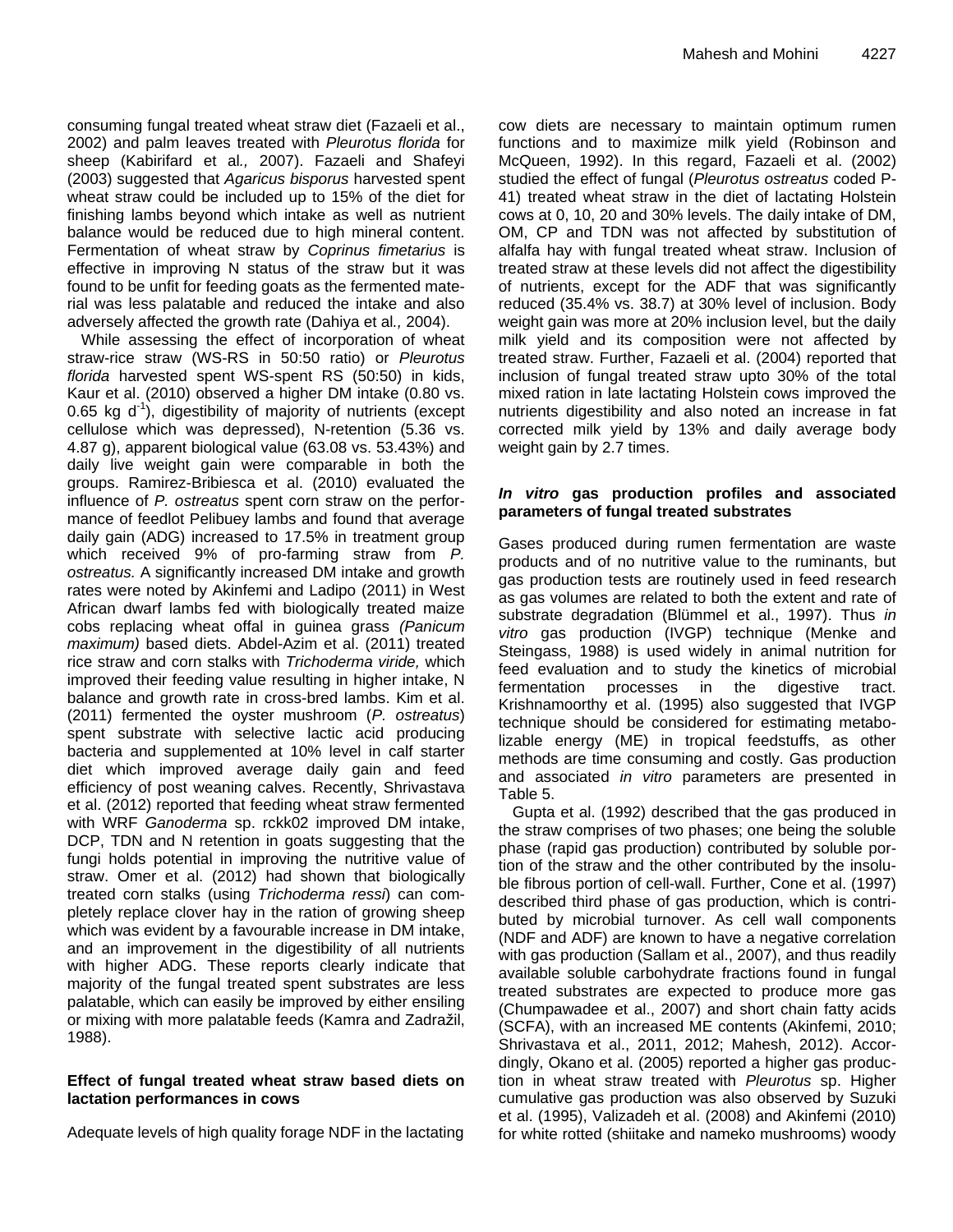consuming fungal treated wheat straw diet (Fazaeli et al., 2002) and palm leaves treated with *Pleurotus florida* for sheep (Kabirifard et al*.,* 2007). Fazaeli and Shafeyi (2003) suggested that *Agaricus bisporus* harvested spent wheat straw could be included up to 15% of the diet for finishing lambs beyond which intake as well as nutrient balance would be reduced due to high mineral content. Fermentation of wheat straw by *Coprinus fimetarius* is effective in improving N status of the straw but it was found to be unfit for feeding goats as the fermented material was less palatable and reduced the intake and also adversely affected the growth rate (Dahiya et al*.,* 2004).

While assessing the effect of incorporation of wheat straw-rice straw (WS-RS in 50:50 ratio) or *Pleurotus florida* harvested spent WS-spent RS (50:50) in kids, Kaur et al. (2010) observed a higher DM intake (0.80 vs. 0.65 kg $d^{-1}$), digestibility of majority of nutrients (except cellulose which was depressed), N-retention (5.36 vs. 4.87 g), apparent biological value (63.08 vs. 53.43%) and daily live weight gain were comparable in both the groups. Ramirez-Bribiesca et al. (2010) evaluated the influence of *P. ostreatus* spent corn straw on the performance of feedlot Pelibuey lambs and found that average daily gain (ADG) increased to 17.5% in treatment group which received 9% of pro-farming straw from *P. ostreatus.* A significantly increased DM intake and growth rates were noted by Akinfemi and Ladipo (2011) in West African dwarf lambs fed with biologically treated maize cobs replacing wheat offal in guinea grass *(Panicum maximum)* based diets. Abdel-Azim et al. (2011) treated rice straw and corn stalks with *Trichoderma viride,* which improved their feeding value resulting in higher intake, N balance and growth rate in cross-bred lambs. Kim et al. (2011) fermented the oyster mushroom (*P. ostreatus*) spent substrate with selective lactic acid producing bacteria and supplemented at 10% level in calf starter diet which improved average daily gain and feed efficiency of post weaning calves. Recently, Shrivastava et al. (2012) reported that feeding wheat straw fermented with WRF *Ganoderma* sp. rckk02 improved DM intake, DCP, TDN and N retention in goats suggesting that the fungi holds potential in improving the nutritive value of straw. Omer et al. (2012) had shown that biologically treated corn stalks (using *Trichoderma ressi*) can completely replace clover hay in the ration of growing sheep which was evident by a favourable increase in DM intake, and an improvement in the digestibility of all nutrients with higher ADG. These reports clearly indicate that majority of the fungal treated spent substrates are less palatable, which can easily be improved by either ensiling or mixing with more palatable feeds (Kamra and Zadražil, 1988).

### Effect of fungal treated wheat straw based diets on lactation performances in cows

Adequate levels of high quality forage NDF in the lactating cow diets are necessary to maintain optimum rumen functions and to maximize milk yield (Robinson and McQueen, 1992). In this regard, Fazaeli et al. (2002) studied the effect of fungal (*Pleurotus ostreatus* coded P-41) treated wheat straw in the diet of lactating Holstein cows at 0, 10, 20 and 30% levels. The daily intake of DM, OM, CP and TDN was not affected by substitution of alfalfa hay with fungal treated wheat straw. Inclusion of treated straw at these levels did not affect the digestibility of nutrients, except for the ADF that was significantly reduced (35.4% vs. 38.7) at 30% level of inclusion. Body weight gain was more at 20% inclusion level, but the daily milk yield and its composition were not affected by treated straw. Further, Fazaeli et al. (2004) reported that inclusion of fungal treated straw upto 30% of the total mixed ration in late lactating Holstein cows improved the nutrients digestibility and also noted an increase in fat corrected milk yield by 13% and daily average body weight gain by 2.7 times.

### *In vitro* gas production profiles and associated parameters of fungal treated substrates

Gases produced during rumen fermentation are waste products and of no nutritive value to the ruminants, but gas production tests are routinely used in feed research as gas volumes are related to both the extent and rate of substrate degradation (Blümmel et al., 1997). Thus *in vitro* gas production (IVGP) technique (Menke and Steingass, 1988) is used widely in animal nutrition for feed evaluation and to study the kinetics of microbial fermentation processes in the digestive tract. Krishnamoorthy et al. (1995) also suggested that IVGP technique should be considered for estimating metabolizable energy (ME) in tropical feedstuffs, as other methods are time consuming and costly. Gas production and associated *in vitro* parameters are presented in Table 5.

Gupta et al. (1992) described that the gas produced in the straw comprises of two phases; one being the soluble phase (rapid gas production) contributed by soluble portion of the straw and the other contributed by the insoluble fibrous portion of cell-wall. Further, Cone et al. (1997) described third phase of gas production, which is contributed by microbial turnover. As cell wall components (NDF and ADF) are known to have a negative correlation with gas production (Sallam et al., 2007), and thus readily available soluble carbohydrate fractions found in fungal treated substrates are expected to produce more gas (Chumpawadee et al., 2007) and short chain fatty acids (SCFA), with an increased ME contents (Akinfemi, 2010; Shrivastava et al., 2011, 2012; Mahesh, 2012). Accordingly, Okano et al. (2005) reported a higher gas production in wheat straw treated with *Pleurotus* sp. Higher cumulative gas production was also observed by Suzuki et al. (1995), Valizadeh et al. (2008) and Akinfemi (2010) for white rotted (shiitake and nameko mushrooms) woody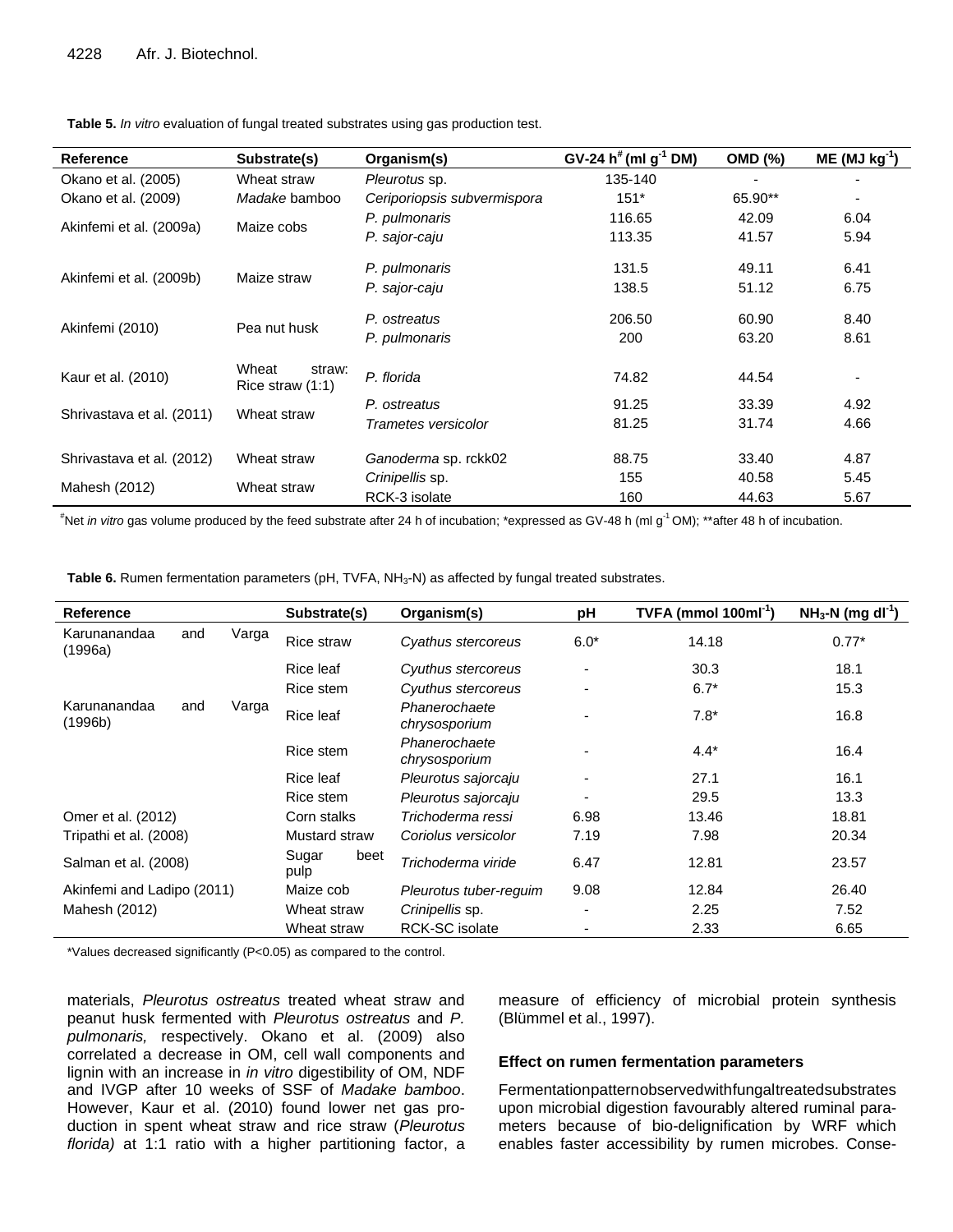**Table 5.** *In vitro* evaluation of fungal treated substrates using gas production test.

| Reference | Substrate(s) | Organism(s) | GV-24 h[#] (ml $g^{-1}$ DM) | OMD (%) | ME (MJ $kg^{-1}$) |
|---|---|---|---|---|---|
| Okano et al. (2005) | Wheat straw | *Pleurotus* sp. | 135-140 | - | - |
| Okano et al. (2009) | *Madake* bamboo | *Ceriporiopsis subvermispora* | 151* | 65.90** | - |
| Akinfemi et al. (2009a) | Maize cobs | *P. pulmonaris* | 116.65 | 42.09 | 6.04 |
| | | *P. sajor-caju* | 113.35 | 41.57 | 5.94 |
| Akinfemi et al. (2009b) | Maize straw | *P. pulmonaris* | 131.5 | 49.11 | 6.41 |
| | | *P. sajor-caju* | 138.5 | 51.12 | 6.75 |
| Akinfemi (2010) | Pea nut husk | *P. ostreatus* | 206.50 | 60.90 | 8.40 |
| | | *P. pulmonaris* | 200 | 63.20 | 8.61 |
| Kaur et al. (2010) | Wheat straw: Rice straw (1:1) | *P. florida* | 74.82 | 44.54 | - |
| Shrivastava et al. (2011) | Wheat straw | *P. ostreatus* | 91.25 | 33.39 | 4.92 |
| | | *Trametes versicolor* | 81.25 | 31.74 | 4.66 |
| Shrivastava et al. (2012) | Wheat straw | *Ganoderma* sp. rckk02 | 88.75 | 33.40 | 4.87 |
| Mahesh (2012) | Wheat straw | *Crinipellis* sp. | 155 | 40.58 | 5.45 |
| | | RCK-3 isolate | 160 | 44.63 | 5.67 |

[#]Net *in vitro* gas volume produced by the feed substrate after 24 h of incubation; *expressed as GV-48 h (ml $g^{-1}$ OM); **after 48 h of incubation.

**Table 6.** Rumen fermentation parameters (pH, TVFA, $NH_3$-N) as affected by fungal treated substrates.

| Reference | Substrate(s) | Organism(s) | pH | TVFA (mmol $100ml^{-1}$) | $NH_3$-N (mg $dl^{-1}$) |
|---|---|---|---|---|---|
| Karunanandaa and Varga (1996a) | Rice straw | *Cyathus stercoreus* | 6.0* | 14.18 | 0.77* |
| Karunanandaa and Varga (1996b) | Rice leaf | *Cyuthus stercoreus* | - | 30.3 | 18.1 |
| | Rice stem | *Cyuthus stercoreus* | - | 6.7* | 15.3 |
| | Rice leaf | *Phanerochaete chrysosporium* | - | 7.8* | 16.8 |
| | Rice stem | *Phanerochaete chrysosporium* | - | 4.4* | 16.4 |
| | Rice leaf | *Pleurotus sajorcaju* | - | 27.1 | 16.1 |
| | Rice stem | *Pleurotus sajorcaju* | - | 29.5 | 13.3 |
| Omer et al. (2012) | Corn stalks | *Trichoderma ressi* | 6.98 | 13.46 | 18.81 |
| Tripathi et al. (2008) | Mustard straw | *Coriolus versicolor* | 7.19 | 7.98 | 20.34 |
| Salman et al. (2008) | Sugar beet pulp | *Trichoderma viride* | 6.47 | 12.81 | 23.57 |
| Akinfemi and Ladipo (2011) | Maize cob | *Pleurotus tuber-reguim* | 9.08 | 12.84 | 26.40 |
| Mahesh (2012) | Wheat straw | *Crinipellis* sp. | - | 2.25 | 7.52 |
| | Wheat straw | RCK-SC isolate | - | 2.33 | 6.65 |

*Values decreased significantly (P<0.05) as compared to the control.

materials, *Pleurotus ostreatus* treated wheat straw and peanut husk fermented with *Pleurotus ostreatus* and *P. pulmonaris,* respectively. Okano et al. (2009) also correlated a decrease in OM, cell wall components and lignin with an increase in *in vitro* digestibility of OM, NDF and IVGP after 10 weeks of SSF of *Madake bamboo*. However, Kaur et al. (2010) found lower net gas production in spent wheat straw and rice straw (*Pleurotus florida)* at 1:1 ratio with a higher partitioning factor, a measure of efficiency of microbial protein synthesis (Blümmel et al., 1997).

### Effect on rumen fermentation parameters

Fermentation pattern observed with fungal treated substrates upon microbial digestion favourably altered ruminal parameters because of bio-delignification by WRF which enables faster accessibility by rumen microbes. Conse-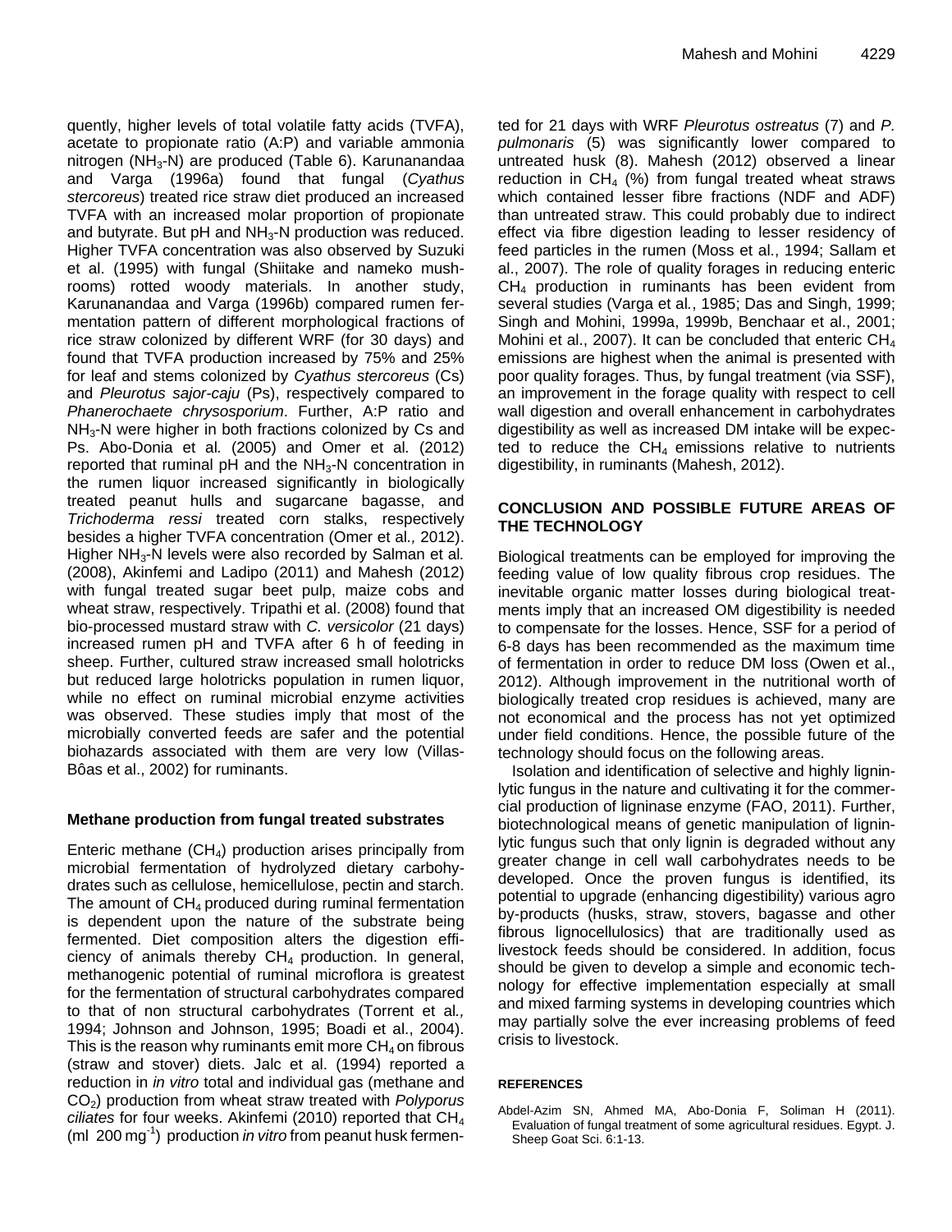quently, higher levels of total volatile fatty acids (TVFA), acetate to propionate ratio (A:P) and variable ammonia nitrogen ($NH_3$-N) are produced (Table 6). Karunanandaa and Varga (1996a) found that fungal (*Cyathus stercoreus*) treated rice straw diet produced an increased TVFA with an increased molar proportion of propionate and butyrate. But pH and $NH_3$-N production was reduced. Higher TVFA concentration was also observed by Suzuki et al. (1995) with fungal (Shiitake and nameko mushrooms) rotted woody materials. In another study, Karunanandaa and Varga (1996b) compared rumen fermentation pattern of different morphological fractions of rice straw colonized by different WRF (for 30 days) and found that TVFA production increased by 75% and 25% for leaf and stems colonized by *Cyathus stercoreus* (Cs) and *Pleurotus sajor-caju* (Ps), respectively compared to *Phanerochaete chrysosporium*. Further, A:P ratio and $NH_3$-N were higher in both fractions colonized by Cs and Ps. Abo-Donia et al*.* (2005) and Omer et al*.* (2012) reported that ruminal pH and the $NH_3$-N concentration in the rumen liquor increased significantly in biologically treated peanut hulls and sugarcane bagasse, and *Trichoderma ressi* treated corn stalks, respectively besides a higher TVFA concentration (Omer et al*.,* 2012). Higher $NH_3$-N levels were also recorded by Salman et al*.* (2008), Akinfemi and Ladipo (2011) and Mahesh (2012) with fungal treated sugar beet pulp, maize cobs and wheat straw, respectively. Tripathi et al. (2008) found that bio-processed mustard straw with *C. versicolor* (21 days) increased rumen pH and TVFA after 6 h of feeding in sheep. Further, cultured straw increased small holotricks but reduced large holotricks population in rumen liquor, while no effect on ruminal microbial enzyme activities was observed. These studies imply that most of the microbially converted feeds are safer and the potential biohazards associated with them are very low (Villas-Bôas et al., 2002) for ruminants.

## Methane production from fungal treated substrates

Enteric methane ($CH_4$) production arises principally from microbial fermentation of hydrolyzed dietary carbohydrates such as cellulose, hemicellulose, pectin and starch. The amount of $CH_4$ produced during ruminal fermentation is dependent upon the nature of the substrate being fermented. Diet composition alters the digestion efficiency of animals thereby $CH_4$ production. In general, methanogenic potential of ruminal microflora is greatest for the fermentation of structural carbohydrates compared to that of non structural carbohydrates (Torrent et al*.,* 1994; Johnson and Johnson, 1995; Boadi et al., 2004). This is the reason why ruminants emit more $CH_4$ on fibrous (straw and stover) diets. Jalc et al. (1994) reported a reduction in *in vitro* total and individual gas (methane and $CO_2$) production from wheat straw treated with *Polyporus ciliates* for four weeks. Akinfemi (2010) reported that $CH_4$ (ml 200 $mg^{-1}$) production *in vitro* from peanut husk fermented for 21 days with WRF *Pleurotus ostreatus* (7) and *P. pulmonaris* (5) was significantly lower compared to untreated husk (8). Mahesh (2012) observed a linear reduction in $CH_4$ (%) from fungal treated wheat straws which contained lesser fibre fractions (NDF and ADF) than untreated straw. This could probably due to indirect effect via fibre digestion leading to lesser residency of feed particles in the rumen (Moss et al., 1994; Sallam et al., 2007). The role of quality forages in reducing enteric $CH_4$ production in ruminants has been evident from several studies (Varga et al*.*, 1985; Das and Singh, 1999; Singh and Mohini, 1999a, 1999b, Benchaar et al., 2001; Mohini et al., 2007). It can be concluded that enteric $CH_4$ emissions are highest when the animal is presented with poor quality forages. Thus, by fungal treatment (via SSF), an improvement in the forage quality with respect to cell wall digestion and overall enhancement in carbohydrates digestibility as well as increased DM intake will be expected to reduce the $CH_4$ emissions relative to nutrients digestibility, in ruminants (Mahesh, 2012).

## CONCLUSION AND POSSIBLE FUTURE AREAS OF THE TECHNOLOGY

Biological treatments can be employed for improving the feeding value of low quality fibrous crop residues. The inevitable organic matter losses during biological treatments imply that an increased OM digestibility is needed to compensate for the losses. Hence, SSF for a period of 6-8 days has been recommended as the maximum time of fermentation in order to reduce DM loss (Owen et al., 2012). Although improvement in the nutritional worth of biologically treated crop residues is achieved, many are not economical and the process has not yet optimized under field conditions. Hence, the possible future of the technology should focus on the following areas.

Isolation and identification of selective and highly ligninlytic fungus in the nature and cultivating it for the commercial production of ligninase enzyme (FAO, 2011). Further, biotechnological means of genetic manipulation of ligninlytic fungus such that only lignin is degraded without any greater change in cell wall carbohydrates needs to be developed. Once the proven fungus is identified, its potential to upgrade (enhancing digestibility) various agro by-products (husks, straw, stovers, bagasse and other fibrous lignocellulosics) that are traditionally used as livestock feeds should be considered. In addition, focus should be given to develop a simple and economic technology for effective implementation especially at small and mixed farming systems in developing countries which may partially solve the ever increasing problems of feed crisis to livestock.

### REFERENCES

Abdel-Azim SN, Ahmed MA, Abo-Donia F, Soliman H (2011). Evaluation of fungal treatment of some agricultural residues. Egypt. J. Sheep Goat Sci. 6:1-13.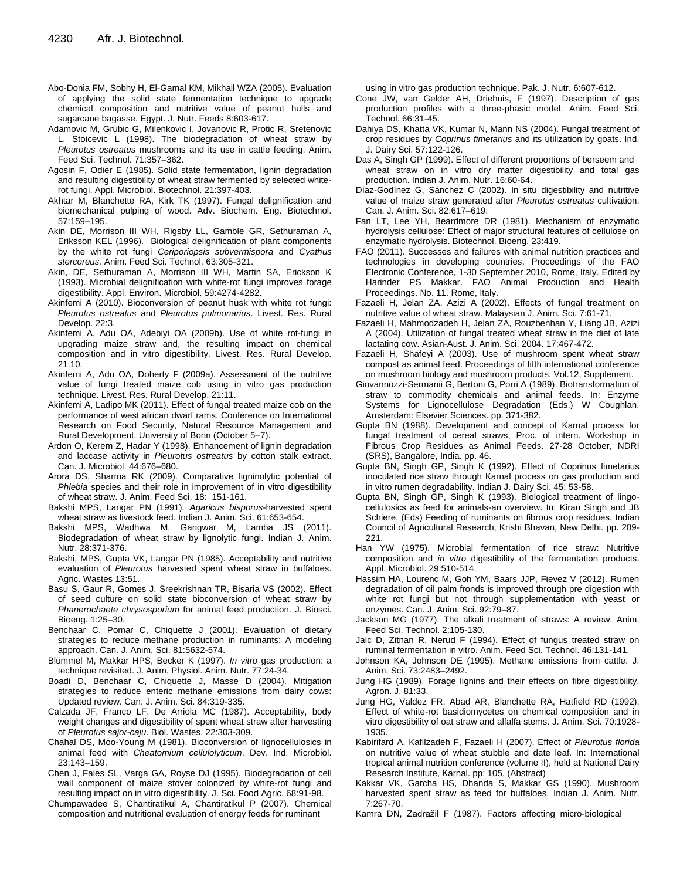Abo-Donia FM, Sobhy H, El-Gamal KM, Mikhail WZA (2005). Evaluation of applying the solid state fermentation technique to upgrade chemical composition and nutritive value of peanut hulls and sugarcane bagasse. Egypt. J. Nutr. Feeds 8:603-617.

Adamovic M, Grubic G, Milenkovic I, Jovanovic R, Protic R, Sretenovic L, Stoicevic L (1998). The biodegradation of wheat straw by *Pleurotus ostreatus* mushrooms and its use in cattle feeding. Anim. Feed Sci. Technol. 71:357–362.

Agosin F, Odier E (1985). Solid state fermentation, lignin degradation and resulting digestibility of wheat straw fermented by selected white-rot fungi. Appl. Microbiol. Biotechnol. 21:397-403.

Akhtar M, Blanchette RA, Kirk TK (1997). Fungal delignification and biomechanical pulping of wood. Adv. Biochem. Eng. Biotechnol. 57:159–195.

Akin DE, Morrison III WH, Rigsby LL, Gamble GR, Sethuraman A, Eriksson KEL (1996). Biological delignification of plant components by the white rot fungi *Ceriporiopsis subvermispora* and *Cyathus stercoreus*. Anim. Feed Sci. Technol. 63:305-321.

Akin, DE, Sethuraman A, Morrison III WH, Martin SA, Erickson K (1993). Microbial delignification with white-rot fungi improves forage digestibility. Appl. Environ. Microbiol. 59:4274-4282.

Akinfemi A (2010). Bioconversion of peanut husk with white rot fungi: *Pleurotus ostreatus* and *Pleurotus pulmonarius*. Livest. Res. Rural Develop. 22:3.

Akinfemi A, Adu OA, Adebiyi OA (2009b). Use of white rot-fungi in upgrading maize straw and, the resulting impact on chemical composition and in vitro digestibility. Livest. Res. Rural Develop. 21:10.

Akinfemi A, Adu OA, Doherty F (2009a). Assessment of the nutritive value of fungi treated maize cob using in vitro gas production technique. Livest. Res. Rural Develop. 21:11.

Akinfemi A, Ladipo MK (2011). Effect of fungal treated maize cob on the performance of west african dwarf rams. Conference on International Research on Food Security, Natural Resource Management and Rural Development. University of Bonn (October 5–7).

Ardon O, Kerem Z, Hadar Y (1998). Enhancement of lignin degradation and laccase activity in *Pleurotus ostreatus* by cotton stalk extract. Can. J. Microbiol. 44:676–680.

Arora DS, Sharma RK (2009). Comparative ligninolytic potential of *Phlebia* species and their role in improvement of in vitro digestibility of wheat straw. J. Anim. Feed Sci. 18: 151-161.

Bakshi MPS, Langar PN (1991). *Agaricus bisporus*-harvested spent wheat straw as livestock feed. Indian J. Anim. Sci. 61:653-654.

Bakshi MPS, Wadhwa M, Gangwar M, Lamba JS (2011). Biodegradation of wheat straw by lignolytic fungi. Indian J. Anim. Nutr. 28:371-376.

Bakshi, MPS, Gupta VK, Langar PN (1985). Acceptability and nutritive evaluation of *Pleurotus* harvested spent wheat straw in buffaloes. Agric. Wastes 13:51.

Basu S, Gaur R, Gomes J, Sreekrishnan TR, Bisaria VS (2002). Effect of seed culture on solid state bioconversion of wheat straw by *Phanerochaete chrysosporium* for animal feed production. J. Biosci. Bioeng. 1:25–30.

Benchaar C, Pomar C, Chiquette J (2001). Evaluation of dietary strategies to reduce methane production in ruminants: A modeling approach. Can. J. Anim. Sci. 81:5632-574.

Blümmel M, Makkar HPS, Becker K (1997). *In vitro* gas production: a technique revisited. J. Anim. Physiol. Anim. Nutr. 77:24-34.

Boadi D, Benchaar C, Chiquette J, Masse D (2004). Mitigation strategies to reduce enteric methane emissions from dairy cows: Updated review. Can. J. Anim. Sci. 84:319-335.

Calzada JF, Franco LF, De Arriola MC (1987). Acceptability, body weight changes and digestibility of spent wheat straw after harvesting of *Pleurotus sajor-caju*. Biol. Wastes. 22:303-309.

Chahal DS, Moo-Young M (1981). Bioconversion of lignocellulosics in animal feed with *Cheatomium cellulolyticum*. Dev. Ind. Microbiol. 23:143–159.

Chen J, Fales SL, Varga GA, Royse DJ (1995). Biodegradation of cell wall component of maize stover colonized by white-rot fungi and resulting impact on in vitro digestibility. J. Sci. Food Agric. 68:91-98.

Chumpawadee S, Chantiratikul A, Chantiratikul P (2007). Chemical composition and nutritional evaluation of energy feeds for ruminant using in vitro gas production technique. Pak. J. Nutr. 6:607-612.

Cone JW, van Gelder AH, Driehuis, F (1997). Description of gas production profiles with a three-phasic model. Anim. Feed Sci. Technol. 66:31-45.

Dahiya DS, Khatta VK, Kumar N, Mann NS (2004). Fungal treatment of crop residues by *Coprinus fimetarius* and its utilization by goats. Ind. J. Dairy Sci. 57:122-126.

Das A, Singh GP (1999). Effect of different proportions of berseem and wheat straw on in vitro dry matter digestibility and total gas production. Indian J. Anim. Nutr. 16:60-64.

Díaz-Godínez G, Sánchez C (2002). In situ digestibility and nutritive value of maize straw generated after *Pleurotus ostreatus* cultivation. Can. J. Anim. Sci. 82:617–619.

Fan LT, Lee YH, Beardmore DR (1981). Mechanism of enzymatic hydrolysis cellulose: Effect of major structural features of cellulose on enzymatic hydrolysis. Biotechnol. Bioeng. 23:419.

FAO (2011). Successes and failures with animal nutrition practices and technologies in developing countries. Proceedings of the FAO Electronic Conference, 1-30 September 2010, Rome, Italy. Edited by Harinder PS Makkar. FAO Animal Production and Health Proceedings. No. 11. Rome, Italy.

Fazaeli H, Jelan ZA, Azizi A (2002). Effects of fungal treatment on nutritive value of wheat straw. Malaysian J. Anim. Sci. 7:61-71.

Fazaeli H, Mahmodzadeh H, Jelan ZA, Rouzbenhan Y, Liang JB, Azizi A (2004). Utilization of fungal treated wheat straw in the diet of late lactating cow. Asian-Aust. J. Anim. Sci. 2004. 17:467-472.

Fazaeli H, Shafeyi A (2003). Use of mushroom spent wheat straw compost as animal feed. Proceedings of fifth international conference on mushroom biology and mushroom products. Vol.12, Supplement.

Giovannozzi-Sermanii G, Bertoni G, Porri A (1989). Biotransformation of straw to commodity chemicals and animal feeds. In: Enzyme Systems for Lignocellulose Degradation (Eds.) W Coughlan. Amsterdam: Elsevier Sciences. pp. 371-382.

Gupta BN (1988). Development and concept of Karnal process for fungal treatment of cereal straws, Proc. of intern. Workshop in Fibrous Crop Residues as Animal Feeds. 27-28 October, NDRI (SRS), Bangalore, India. pp. 46.

Gupta BN, Singh GP, Singh K (1992). Effect of Coprinus fimetarius inoculated rice straw through Karnal process on gas production and in vitro rumen degradability. Indian J. Dairy Sci. 45: 53-58.

Gupta BN, Singh GP, Singh K (1993). Biological treatment of lingo-cellulosics as feed for animals-an overview. In: Kiran Singh and JB Schiere. (Eds) Feeding of ruminants on fibrous crop residues. Indian Council of Agricultural Research, Krishi Bhavan, New Delhi. pp. 209-221.

Han YW (1975). Microbial fermentation of rice straw: Nutritive composition and *in vitro* digestibility of the fermentation products. Appl. Microbiol. 29:510-514.

Hassim HA, Lourenc M, Goh YM, Baars JJP, Fievez V (2012). Rumen degradation of oil palm fronds is improved through pre digestion with white rot fungi but not through supplementation with yeast or enzymes. Can. J. Anim. Sci. 92:79–87.

Jackson MG (1977). The alkali treatment of straws: A review. Anim. Feed Sci. Technol. 2:105-130.

Jalc D, Zitnan R, Nerud F (1994). Effect of fungus treated straw on ruminal fermentation in vitro. Anim. Feed Sci. Technol. 46:131-141.

Johnson KA, Johnson DE (1995). Methane emissions from cattle. J. Anim. Sci. 73:2483–2492.

Jung HG (1989). Forage lignins and their effects on fibre digestibility. Agron. J. 81:33.

Jung HG, Valdez FR, Abad AR, Blanchette RA, Hatfield RD (1992). Effect of white-rot basidiomycetes on chemical composition and in vitro digestibility of oat straw and alfalfa stems. J. Anim. Sci. 70:1928-1935.

Kabirifard A, Kafilzadeh F, Fazaeli H (2007). Effect of *Pleurotus florida* on nutritive value of wheat stubble and date leaf. In: International tropical animal nutrition conference (volume II), held at National Dairy Research Institute, Karnal. pp: 105. (Abstract)

Kakkar VK, Garcha HS, Dhanda S, Makkar GS (1990). Mushroom harvested spent straw as feed for buffaloes. Indian J. Anim. Nutr. 7:267-70.

Kamra DN, Zadražil F (1987). Factors affecting micro-biological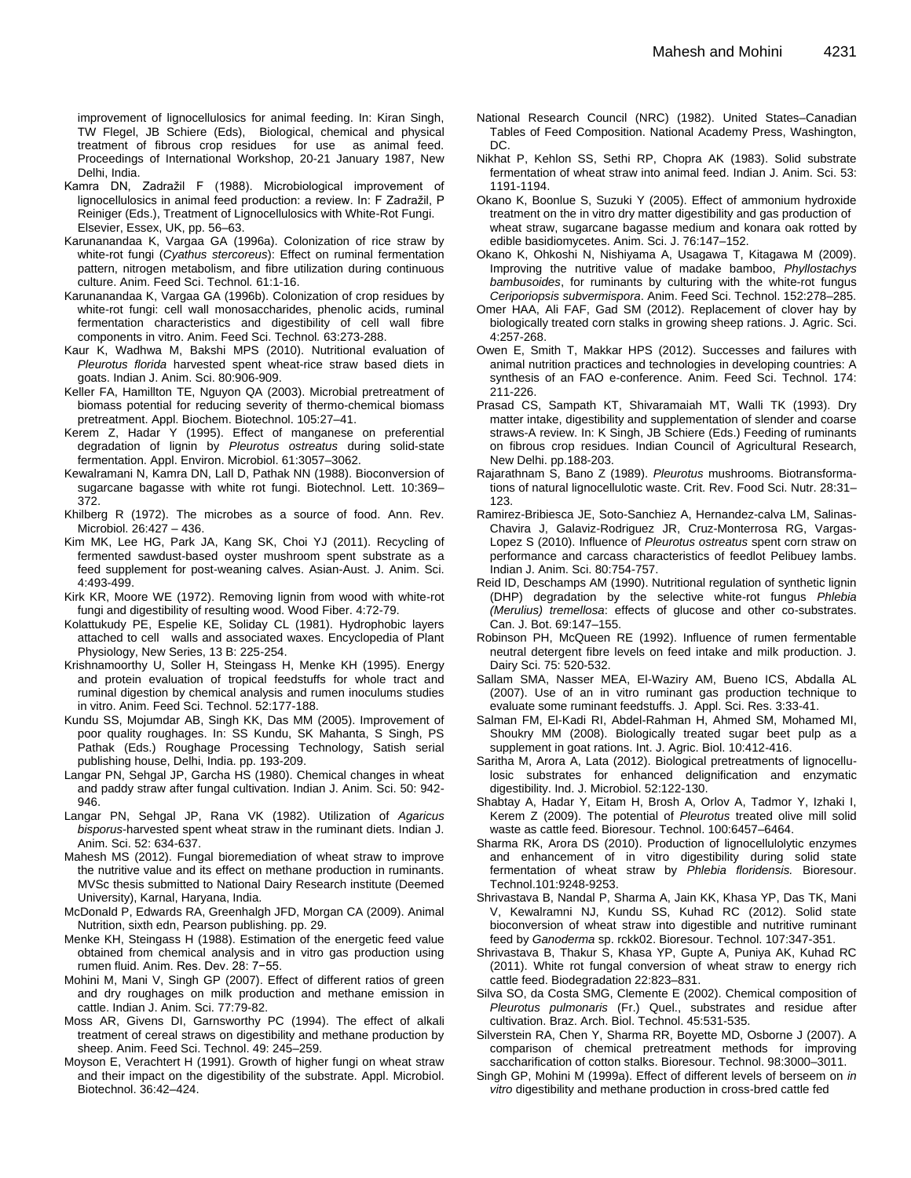improvement of lignocellulosics for animal feeding. In: Kiran Singh, TW Flegel, JB Schiere (Eds), Biological, chemical and physical treatment of fibrous crop residues for use as animal feed. Proceedings of International Workshop, 20-21 January 1987, New Delhi, India.

Kamra DN, Zadražil F (1988). Microbiological improvement of lignocellulosics in animal feed production: a review. In: F Zadražil, P Reiniger (Eds.), Treatment of Lignocellulosics with White-Rot Fungi. Elsevier, Essex, UK, pp. 56–63.

Karunanandaa K, Vargaa GA (1996a). Colonization of rice straw by white-rot fungi (*Cyathus stercoreus*): Effect on ruminal fermentation pattern, nitrogen metabolism, and fibre utilization during continuous culture. Anim. Feed Sci. Technol. 61:1-16.

Karunanandaa K, Vargaa GA (1996b). Colonization of crop residues by white-rot fungi: cell wall monosaccharides, phenolic acids, ruminal fermentation characteristics and digestibility of cell wall fibre components in vitro. Anim. Feed Sci. Technol. 63:273-288.

Kaur K, Wadhwa M, Bakshi MPS (2010). Nutritional evaluation of *Pleurotus florida* harvested spent wheat-rice straw based diets in goats. Indian J. Anim. Sci. 80:906-909.

Keller FA, Hamillton TE, Nguyon QA (2003). Microbial pretreatment of biomass potential for reducing severity of thermo-chemical biomass pretreatment. Appl. Biochem. Biotechnol. 105:27–41.

Kerem Z, Hadar Y (1995). Effect of manganese on preferential degradation of lignin by *Pleurotus ostreatus* during solid-state fermentation. Appl. Environ. Microbiol. 61:3057–3062.

Kewalramani N, Kamra DN, Lall D, Pathak NN (1988). Bioconversion of sugarcane bagasse with white rot fungi. Biotechnol. Lett. 10:369–372.

Khilberg R (1972). The microbes as a source of food. Ann. Rev. Microbiol. 26:427 – 436.

Kim MK, Lee HG, Park JA, Kang SK, Choi YJ (2011). Recycling of fermented sawdust-based oyster mushroom spent substrate as a feed supplement for post-weaning calves. Asian-Aust. J. Anim. Sci. 4:493-499.

Kirk KR, Moore WE (1972). Removing lignin from wood with white-rot fungi and digestibility of resulting wood. Wood Fiber. 4:72-79.

Kolattukudy PE, Espelie KE, Soliday CL (1981). Hydrophobic layers attached to cell walls and associated waxes. Encyclopedia of Plant Physiology, New Series, 13 B: 225-254.

Krishnamoorthy U, Soller H, Steingass H, Menke KH (1995). Energy and protein evaluation of tropical feedstuffs for whole tract and ruminal digestion by chemical analysis and rumen inoculums studies in vitro. Anim. Feed Sci. Technol. 52:177-188.

Kundu SS, Mojumdar AB, Singh KK, Das MM (2005). Improvement of poor quality roughages. In: SS Kundu, SK Mahanta, S Singh, PS Pathak (Eds.) Roughage Processing Technology, Satish serial publishing house, Delhi, India. pp. 193-209.

Langar PN, Sehgal JP, Garcha HS (1980). Chemical changes in wheat and paddy straw after fungal cultivation. Indian J. Anim. Sci. 50: 942-946.

Langar PN, Sehgal JP, Rana VK (1982). Utilization of *Agaricus bisporus*-harvested spent wheat straw in the ruminant diets. Indian J. Anim. Sci. 52: 634-637.

Mahesh MS (2012). Fungal bioremediation of wheat straw to improve the nutritive value and its effect on methane production in ruminants. MVSc thesis submitted to National Dairy Research institute (Deemed University), Karnal, Haryana, India.

McDonald P, Edwards RA, Greenhalgh JFD, Morgan CA (2009). Animal Nutrition, sixth edn, Pearson publishing. pp. 29.

Menke KH, Steingass H (1988). Estimation of the energetic feed value obtained from chemical analysis and in vitro gas production using rumen fluid. Anim. Res. Dev. 28: 7−55.

Mohini M, Mani V, Singh GP (2007). Effect of different ratios of green and dry roughages on milk production and methane emission in cattle. Indian J. Anim. Sci. 77:79-82.

Moss AR, Givens DI, Garnsworthy PC (1994). The effect of alkali treatment of cereal straws on digestibility and methane production by sheep. Anim. Feed Sci. Technol. 49: 245–259.

Moyson E, Verachtert H (1991). Growth of higher fungi on wheat straw and their impact on the digestibility of the substrate. Appl. Microbiol. Biotechnol. 36:42–424.

National Research Council (NRC) (1982). United States–Canadian Tables of Feed Composition. National Academy Press, Washington, DC.

Nikhat P, Kehlon SS, Sethi RP, Chopra AK (1983). Solid substrate fermentation of wheat straw into animal feed. Indian J. Anim. Sci. 53: 1191-1194.

Okano K, Boonlue S, Suzuki Y (2005). Effect of ammonium hydroxide treatment on the in vitro dry matter digestibility and gas production of wheat straw, sugarcane bagasse medium and konara oak rotted by edible basidiomycetes. Anim. Sci. J. 76:147–152.

Okano K, Ohkoshi N, Nishiyama A, Usagawa T, Kitagawa M (2009). Improving the nutritive value of madake bamboo, *Phyllostachys bambusoides*, for ruminants by culturing with the white-rot fungus *Ceriporiopsis subvermispora*. Anim. Feed Sci. Technol. 152:278–285.

Omer HAA, Ali FAF, Gad SM (2012). Replacement of clover hay by biologically treated corn stalks in growing sheep rations. J. Agric. Sci. 4:257-268.

Owen E, Smith T, Makkar HPS (2012). Successes and failures with animal nutrition practices and technologies in developing countries: A synthesis of an FAO e-conference. Anim. Feed Sci. Technol. 174: 211-226.

Prasad CS, Sampath KT, Shivaramaiah MT, Walli TK (1993). Dry matter intake, digestibility and supplementation of slender and coarse straws-A review. In: K Singh, JB Schiere (Eds.) Feeding of ruminants on fibrous crop residues. Indian Council of Agricultural Research, New Delhi. pp.188-203.

Rajarathnam S, Bano Z (1989). *Pleurotus* mushrooms. Biotransformations of natural lignocellulotic waste. Crit. Rev. Food Sci. Nutr. 28:31–123.

Ramirez-Bribiesca JE, Soto-Sanchiez A, Hernandez-calva LM, Salinas-Chavira J, Galaviz-Rodriguez JR, Cruz-Monterrosa RG, Vargas-Lopez S (2010). Influence of *Pleurotus ostreatus* spent corn straw on performance and carcass characteristics of feedlot Pelibuey lambs. Indian J. Anim. Sci. 80:754-757.

Reid ID, Deschamps AM (1990). Nutritional regulation of synthetic lignin (DHP) degradation by the selective white-rot fungus *Phlebia (Merulius) tremellosa*: effects of glucose and other co-substrates. Can. J. Bot. 69:147–155.

Robinson PH, McQueen RE (1992). Influence of rumen fermentable neutral detergent fibre levels on feed intake and milk production. J. Dairy Sci. 75: 520-532.

Sallam SMA, Nasser MEA, El-Waziry AM, Bueno ICS, Abdalla AL (2007). Use of an in vitro ruminant gas production technique to evaluate some ruminant feedstuffs. J. Appl. Sci. Res. 3:33-41.

Salman FM, El-Kadi RI, Abdel-Rahman H, Ahmed SM, Mohamed MI, Shoukry MM (2008). Biologically treated sugar beet pulp as a supplement in goat rations. Int. J. Agric. Biol. 10:412-416.

Saritha M, Arora A, Lata (2012). Biological pretreatments of lignocellulosic substrates for enhanced delignification and enzymatic digestibility. Ind. J. Microbiol. 52:122-130.

Shabtay A, Hadar Y, Eitam H, Brosh A, Orlov A, Tadmor Y, Izhaki I, Kerem Z (2009). The potential of *Pleurotus* treated olive mill solid waste as cattle feed. Bioresour. Technol. 100:6457–6464.

Sharma RK, Arora DS (2010). Production of lignocellulolytic enzymes and enhancement of in vitro digestibility during solid state fermentation of wheat straw by *Phlebia floridensis.* Bioresour. Technol.101:9248-9253.

Shrivastava B, Nandal P, Sharma A, Jain KK, Khasa YP, Das TK, Mani V, Kewalramni NJ, Kundu SS, Kuhad RC (2012). Solid state bioconversion of wheat straw into digestible and nutritive ruminant feed by *Ganoderma* sp. rckk02. Bioresour. Technol. 107:347-351.

Shrivastava B, Thakur S, Khasa YP, Gupte A, Puniya AK, Kuhad RC (2011). White rot fungal conversion of wheat straw to energy rich cattle feed. Biodegradation 22:823–831.

Silva SO, da Costa SMG, Clemente E (2002). Chemical composition of *Pleurotus pulmonaris* (Fr.) Quel., substrates and residue after cultivation. Braz. Arch. Biol. Technol. 45:531-535.

Silverstein RA, Chen Y, Sharma RR, Boyette MD, Osborne J (2007). A comparison of chemical pretreatment methods for improving saccharification of cotton stalks. Bioresour. Technol. 98:3000–3011.

Singh GP, Mohini M (1999a). Effect of different levels of berseem on *in vitro* digestibility and methane production in cross-bred cattle fed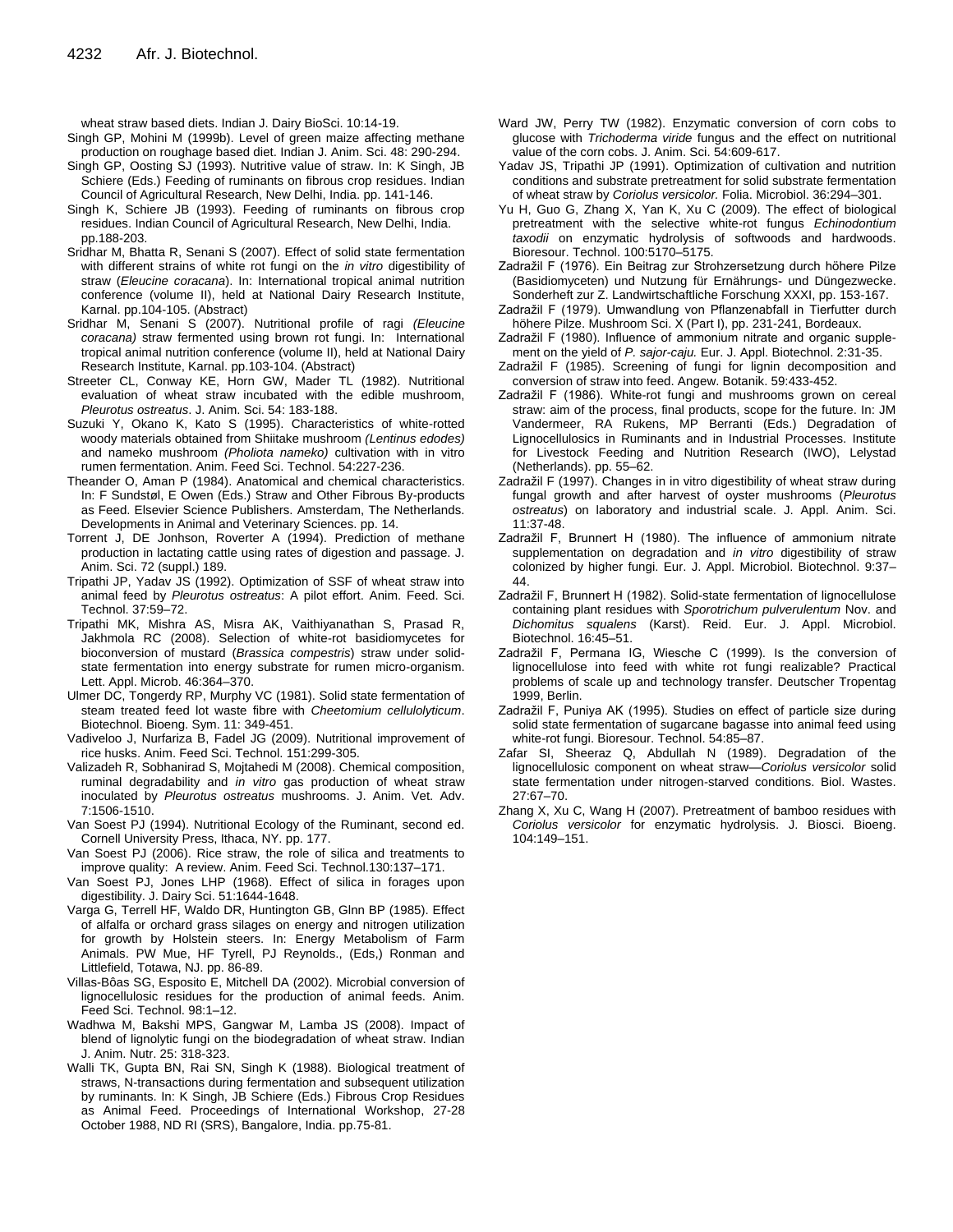wheat straw based diets. Indian J. Dairy BioSci. 10:14-19.

Singh GP, Mohini M (1999b). Level of green maize affecting methane production on roughage based diet. Indian J. Anim. Sci. 48: 290-294.

Singh GP, Oosting SJ (1993). Nutritive value of straw. In: K Singh, JB Schiere (Eds.) Feeding of ruminants on fibrous crop residues. Indian Council of Agricultural Research, New Delhi, India. pp. 141-146.

Singh K, Schiere JB (1993). Feeding of ruminants on fibrous crop residues. Indian Council of Agricultural Research, New Delhi, India. pp.188-203.

Sridhar M, Bhatta R, Senani S (2007). Effect of solid state fermentation with different strains of white rot fungi on the *in vitro* digestibility of straw (*Eleucine coracana*). In: International tropical animal nutrition conference (volume II), held at National Dairy Research Institute, Karnal. pp.104-105. (Abstract)

Sridhar M, Senani S (2007). Nutritional profile of ragi *(Eleucine coracana)* straw fermented using brown rot fungi. In: International tropical animal nutrition conference (volume II), held at National Dairy Research Institute, Karnal. pp.103-104. (Abstract)

Streeter CL, Conway KE, Horn GW, Mader TL (1982). Nutritional evaluation of wheat straw incubated with the edible mushroom, *Pleurotus ostreatus*. J. Anim. Sci. 54: 183-188.

Suzuki Y, Okano K, Kato S (1995). Characteristics of white-rotted woody materials obtained from Shiitake mushroom *(Lentinus edodes)* and nameko mushroom *(Pholiota nameko)* cultivation with in vitro rumen fermentation. Anim. Feed Sci. Technol. 54:227-236.

Theander O, Aman P (1984). Anatomical and chemical characteristics. In: F Sundstøl, E Owen (Eds.) Straw and Other Fibrous By-products as Feed. Elsevier Science Publishers. Amsterdam, The Netherlands. Developments in Animal and Veterinary Sciences. pp. 14.

Torrent J, DE Jonhson, Roverter A (1994). Prediction of methane production in lactating cattle using rates of digestion and passage. J. Anim. Sci. 72 (suppl.) 189.

Tripathi JP, Yadav JS (1992). Optimization of SSF of wheat straw into animal feed by *Pleurotus ostreatus*: A pilot effort. Anim. Feed. Sci. Technol. 37:59–72.

Tripathi MK, Mishra AS, Misra AK, Vaithiyanathan S, Prasad R, Jakhmola RC (2008). Selection of white-rot basidiomycetes for bioconversion of mustard (*Brassica compestris*) straw under solid-state fermentation into energy substrate for rumen micro-organism. Lett. Appl. Microb. 46:364–370.

Ulmer DC, Tongerdy RP, Murphy VC (1981). Solid state fermentation of steam treated feed lot waste fibre with *Cheetomium cellulolyticum*. Biotechnol. Bioeng. Sym. 11: 349-451.

Vadiveloo J, Nurfariza B, Fadel JG (2009). Nutritional improvement of rice husks. Anim. Feed Sci. Technol. 151:299-305.

Valizadeh R, Sobhanirad S, Mojtahedi M (2008). Chemical composition, ruminal degradability and *in vitro* gas production of wheat straw inoculated by *Pleurotus ostreatus* mushrooms. J. Anim. Vet. Adv. 7:1506-1510.

Van Soest PJ (1994). Nutritional Ecology of the Ruminant, second ed. Cornell University Press, Ithaca, NY. pp. 177.

Van Soest PJ (2006). Rice straw, the role of silica and treatments to improve quality: A review. Anim. Feed Sci. Technol.130:137–171.

Van Soest PJ, Jones LHP (1968). Effect of silica in forages upon digestibility. J. Dairy Sci. 51:1644-1648.

Varga G, Terrell HF, Waldo DR, Huntington GB, Glnn BP (1985). Effect of alfalfa or orchard grass silages on energy and nitrogen utilization for growth by Holstein steers. In: Energy Metabolism of Farm Animals. PW Mue, HF Tyrell, PJ Reynolds., (Eds,) Ronman and Littlefield, Totawa, NJ. pp. 86-89.

Villas-Bôas SG, Esposito E, Mitchell DA (2002). Microbial conversion of lignocellulosic residues for the production of animal feeds. Anim. Feed Sci. Technol. 98:1–12.

Wadhwa M, Bakshi MPS, Gangwar M, Lamba JS (2008). Impact of blend of lignolytic fungi on the biodegradation of wheat straw. Indian J. Anim. Nutr. 25: 318-323.

Walli TK, Gupta BN, Rai SN, Singh K (1988). Biological treatment of straws, N-transactions during fermentation and subsequent utilization by ruminants. In: K Singh, JB Schiere (Eds.) Fibrous Crop Residues as Animal Feed. Proceedings of International Workshop, 27-28 October 1988, ND RI (SRS), Bangalore, India. pp.75-81.

Ward JW, Perry TW (1982). Enzymatic conversion of corn cobs to glucose with *Trichoderma viride* fungus and the effect on nutritional value of the corn cobs. J. Anim. Sci. 54:609-617.

Yadav JS, Tripathi JP (1991). Optimization of cultivation and nutrition conditions and substrate pretreatment for solid substrate fermentation of wheat straw by *Coriolus versicolor.* Folia. Microbiol. 36:294–301.

Yu H, Guo G, Zhang X, Yan K, Xu C (2009). The effect of biological pretreatment with the selective white-rot fungus *Echinodontium taxodii* on enzymatic hydrolysis of softwoods and hardwoods. Bioresour. Technol. 100:5170–5175.

Zadražil F (1976). Ein Beitrag zur Strohzersetzung durch höhere Pilze (Basidiomyceten) und Nutzung für Ernährungs- und Düngezwecke. Sonderheft zur Z. Landwirtschaftliche Forschung XXXI, pp. 153-167.

Zadražil F (1979). Umwandlung von Pflanzenabfall in Tierfutter durch höhere Pilze. Mushroom Sci. X (Part I), pp. 231-241, Bordeaux.

Zadražil F (1980). Influence of ammonium nitrate and organic supplement on the yield of *P. sajor-caju.* Eur. J. Appl. Biotechnol. 2:31-35.

Zadražil F (1985). Screening of fungi for lignin decomposition and conversion of straw into feed. Angew. Botanik. 59:433-452.

Zadražil F (1986). White-rot fungi and mushrooms grown on cereal straw: aim of the process, final products, scope for the future. In: JM Vandermeer, RA Rukens, MP Berranti (Eds.) Degradation of Lignocellulosics in Ruminants and in Industrial Processes. Institute for Livestock Feeding and Nutrition Research (IWO), Lelystad (Netherlands). pp. 55–62.

Zadražil F (1997). Changes in in vitro digestibility of wheat straw during fungal growth and after harvest of oyster mushrooms (*Pleurotus ostreatus*) on laboratory and industrial scale. J. Appl. Anim. Sci. 11:37-48.

Zadražil F, Brunnert H (1980). The influence of ammonium nitrate supplementation on degradation and *in vitro* digestibility of straw colonized by higher fungi. Eur. J. Appl. Microbiol. Biotechnol. 9:37–44.

Zadražil F, Brunnert H (1982). Solid-state fermentation of lignocellulose containing plant residues with *Sporotrichum pulverulentum* Nov. and *Dichomitus squalens* (Karst). Reid. Eur. J. Appl. Microbiol. Biotechnol. 16:45–51.

Zadražil F, Permana IG, Wiesche C (1999). Is the conversion of lignocellulose into feed with white rot fungi realizable? Practical problems of scale up and technology transfer. Deutscher Tropentag 1999, Berlin.

Zadražil F, Puniya AK (1995). Studies on effect of particle size during solid state fermentation of sugarcane bagasse into animal feed using white-rot fungi. Bioresour. Technol. 54:85–87.

Zafar SI, Sheeraz Q, Abdullah N (1989). Degradation of the lignocellulosic component on wheat straw—*Coriolus versicolor* solid state fermentation under nitrogen-starved conditions. Biol. Wastes. 27:67–70.

Zhang X, Xu C, Wang H (2007). Pretreatment of bamboo residues with *Coriolus versicolor* for enzymatic hydrolysis. J. Biosci. Bioeng. 104:149–151.